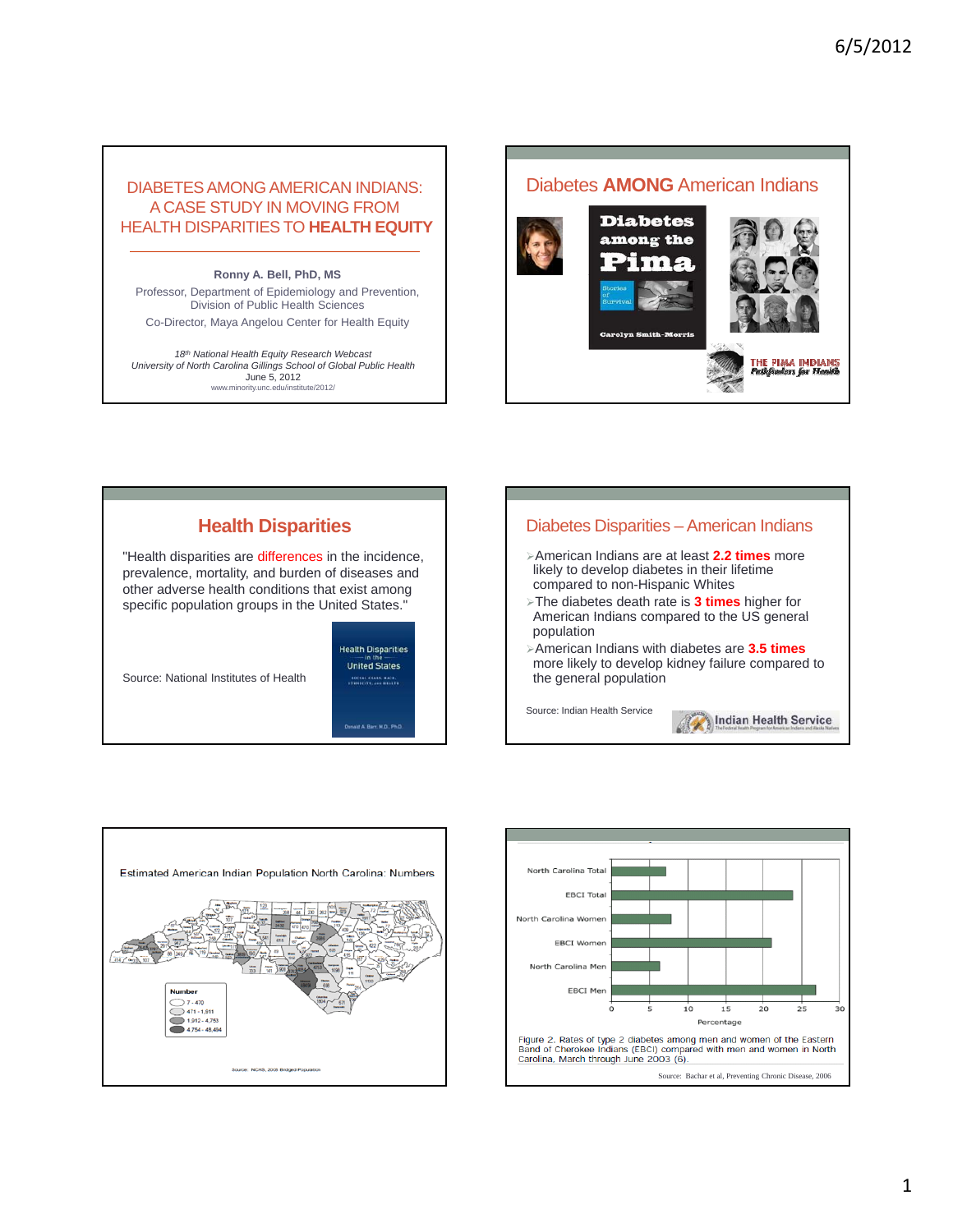## DIABETES AMONG AMERICAN INDIANS: A CASE STUDY IN MOVING FROM HEALTH DISPARITIES TO **HEALTH EQUITY**

**Ronny A. Bell, PhD, MS**

Professor, Department of Epidemiology and Prevention, Division of Public Health Sciences

Co-Director, Maya Angelou Center for Health Equity

*18th National Health Equity Research Webcast*
*University of North Carolina Gillings School of Global Public Health*
June 5, 2012
www.minority.unc.edu/institute/2012/

---

## Diabetes **AMONG** American Indians

Diabetes among the Pima
Stories of Survival
Carolyn Smith-Morris

THE PIMA INDIANS
Pathfinders for Health

---

## Health Disparities

"Health disparities are differences in the incidence, prevalence, mortality, and burden of diseases and other adverse health conditions that exist among specific population groups in the United States."

Source: National Institutes of Health

Health Disparities in the United States
Donald A. Barr, M.D., Ph.D.

---

## Diabetes Disparities – American Indians

- American Indians are at least **2.2 times** more likely to develop diabetes in their lifetime compared to non-Hispanic Whites
- The diabetes death rate is **3 times** higher for American Indians compared to the US general population
- American Indians with diabetes are **3.5 times** more likely to develop kidney failure compared to the general population

Source: Indian Health Service

Indian Health Service
The Federal Health Program for American Indians and Alaska Natives

---

Estimated American Indian Population North Carolina: Numbers

| Number |
|---|
| 7 - 470 |
| 471 - 1,911 |
| 1,912 - 4,753 |
| 4,754 - 48,494 |

Source: NCHS, 2008 Bridged Population

---

| Group | Percentage (approx.) |
|---|---|
| North Carolina Total | ~7 |
| EBCI Total | ~24 |
| North Carolina Women | ~8 |
| EBCI Women | ~21 |
| North Carolina Men | ~6 |
| EBCI Men | ~27 |

Percentage (axis: 0, 5, 10, 15, 20, 25, 30)

Figure 2. Rates of type 2 diabetes among men and women of the Eastern Band of Cherokee Indians (EBCI) compared with men and women in North Carolina, March through June 2003 (6).

Source: Bachar et al, Preventing Chronic Disease, 2006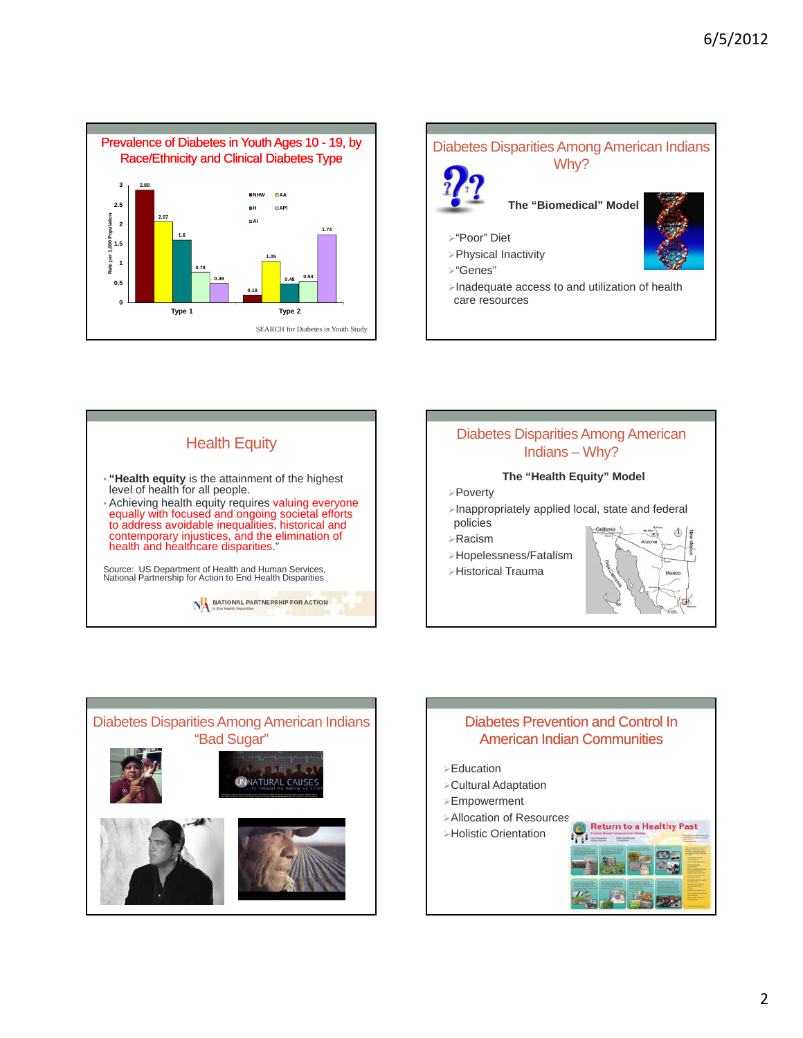## Prevalence of Diabetes in Youth Ages 10 - 19, by Race/Ethnicity and Clinical Diabetes Type

Rate per 1,000 Population

| | NHW | AA | H | API | AI |
|---|---|---|---|---|---|
| Type 1 | 2.88 | 2.07 | 1.6 | 0.78 | 0.49 |
| Type 2 | 0.19 | 1.05 | 0.48 | 0.54 | 1.74 |

SEARCH for Diabetes in Youth Study

## Diabetes Disparities Among American Indians Why?

**The "Biomedical" Model**

- "Poor" Diet
- Physical Inactivity
- "Genes"
- Inadequate access to and utilization of health care resources

## Health Equity

- **"Health equity** is the attainment of the highest level of health for all people.
- Achieving health equity requires valuing everyone equally with focused and ongoing societal efforts to address avoidable inequalities, historical and contemporary injustices, and the elimination of health and healthcare disparities."

Source: US Department of Health and Human Services, National Partnership for Action to End Health Disparities

NATIONAL PARTNERSHIP FOR ACTION to End Health Disparities

## Diabetes Disparities Among American Indians – Why?

**The "Health Equity" Model**

- Poverty
- Inappropriately applied local, state and federal policies
- Racism
- Hopelessness/Fatalism
- Historical Trauma

## Diabetes Disparities Among American Indians "Bad Sugar"

UNNATURAL CAUSES ...is inequality making us sick?

## Diabetes Prevention and Control In American Indian Communities

- Education
- Cultural Adaptation
- Empowerment
- Allocation of Resources
- Holistic Orientation

Return to a Healthy Past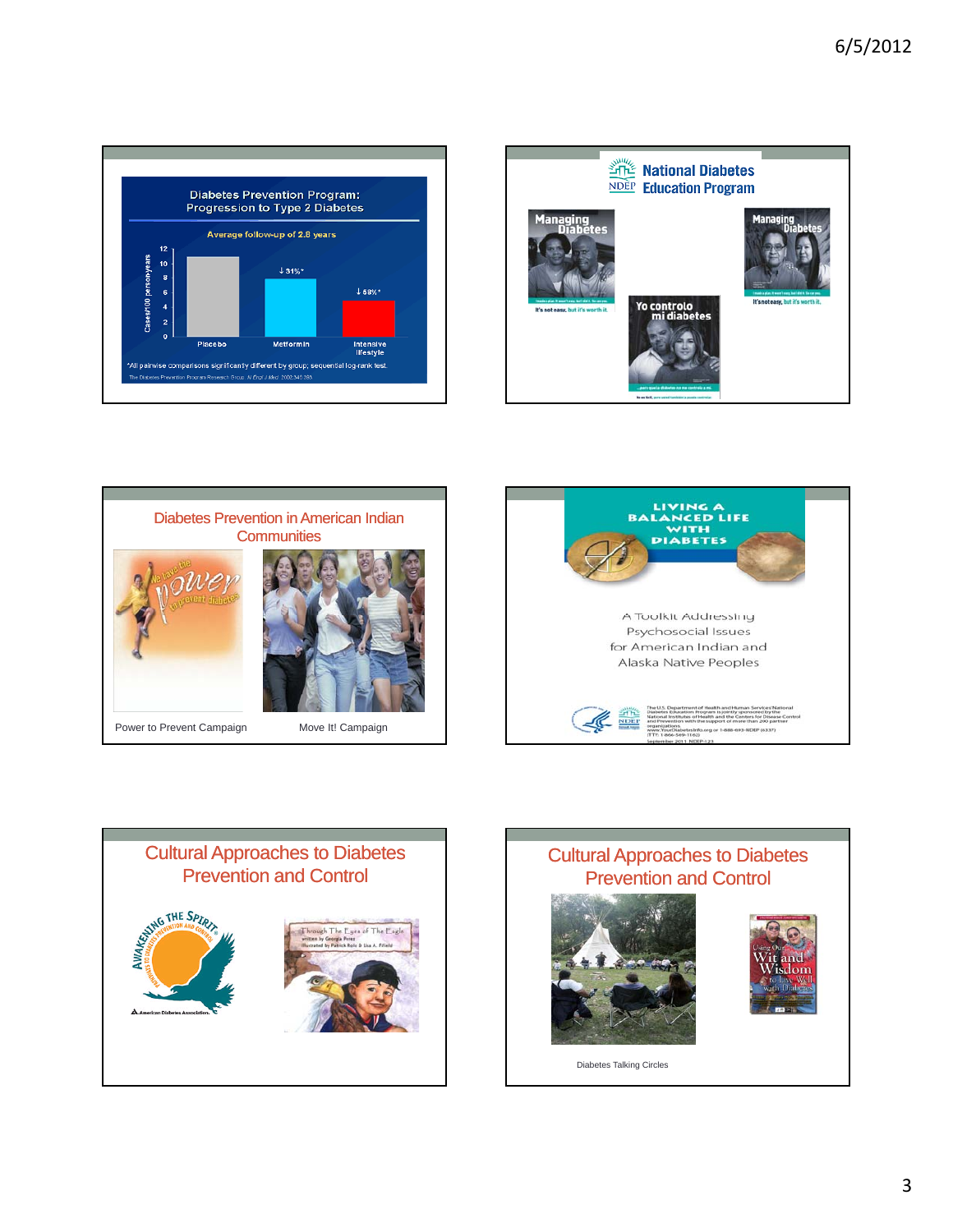## Diabetes Prevention Program: Progression to Type 2 Diabetes

Average follow-up of 2.8 years

| | Placebo | Metformin | Intensive lifestyle |
|---|---|---|---|
| Change vs. placebo | | ↓ 31%* | ↓ 58%* |

Cases/100 person-years

*All pairwise comparisons significantly different by group; sequential log-rank test.

The Diabetes Prevention Program Research Group. N Engl J Med 2002;346:393

---

## National Diabetes Education Program

NDEP

Managing Diabetes

It's not easy, but it's worth it.

Yo controlo mi diabetes

Managing Diabetes

It's not easy, but it's worth it.

---

## Diabetes Prevention in American Indian Communities

Power to Prevent Campaign

Move It! Campaign

---

## Living a Balanced Life with Diabetes

A Toolkit Addressing Psychosocial Issues for American Indian and Alaska Native Peoples

---

## Cultural Approaches to Diabetes Prevention and Control

Awakening the Spirit

Through The Eyes of The Eagle

---

## Cultural Approaches to Diabetes Prevention and Control

Diabetes Talking Circles

Using Our Wit and Wisdom to Live Well with Diabetes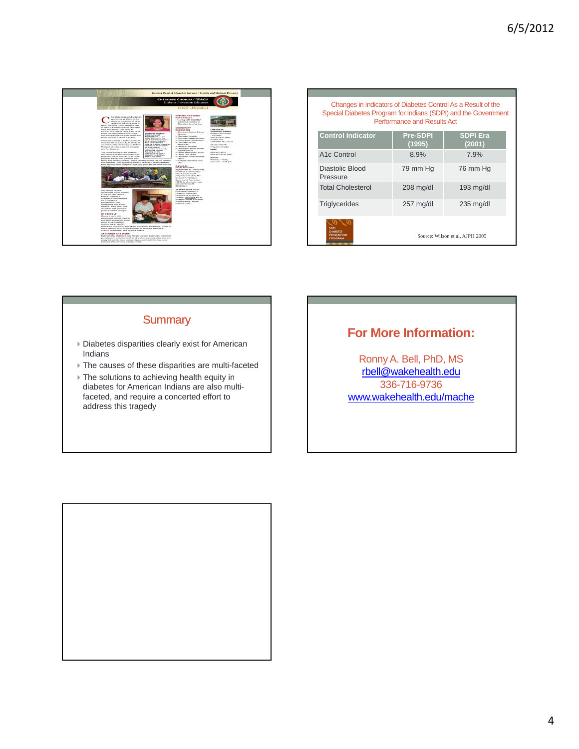Eastern Band of Cherokee Indians • Health and Medical Division

CHEROKEE CHOICES / REACH
Diabetes Prevention Education

Changes in Indicators of Diabetes Control As a Result of the Special Diabetes Program for Indians (SDPI) and the Government Performance and Results Act

| Control Indicator | Pre-SDPI (1995) | SDPI Era (2001) |
|---|---|---|
| A1c Control | 8.9% | 7.9% |
| Diastolic Blood Pressure | 79 mm Hg | 76 mm Hg |
| Total Cholesterol | 208 mg/dl | 193 mg/dl |
| Triglycerides | 257 mg/dl | 235 mg/dl |

SDPI DIABETES PREVENTION PROGRAM

Source: Wilson et al, AJPH 2005

## Summary

- Diabetes disparities clearly exist for American Indians
- The causes of these disparities are multi-faceted
- The solutions to achieving health equity in diabetes for American Indians are also multi-faceted, and require a concerted effort to address this tragedy

## For More Information:

Ronny A. Bell, PhD, MS
rbell@wakehealth.edu
336-716-9736
www.wakehealth.edu/mache